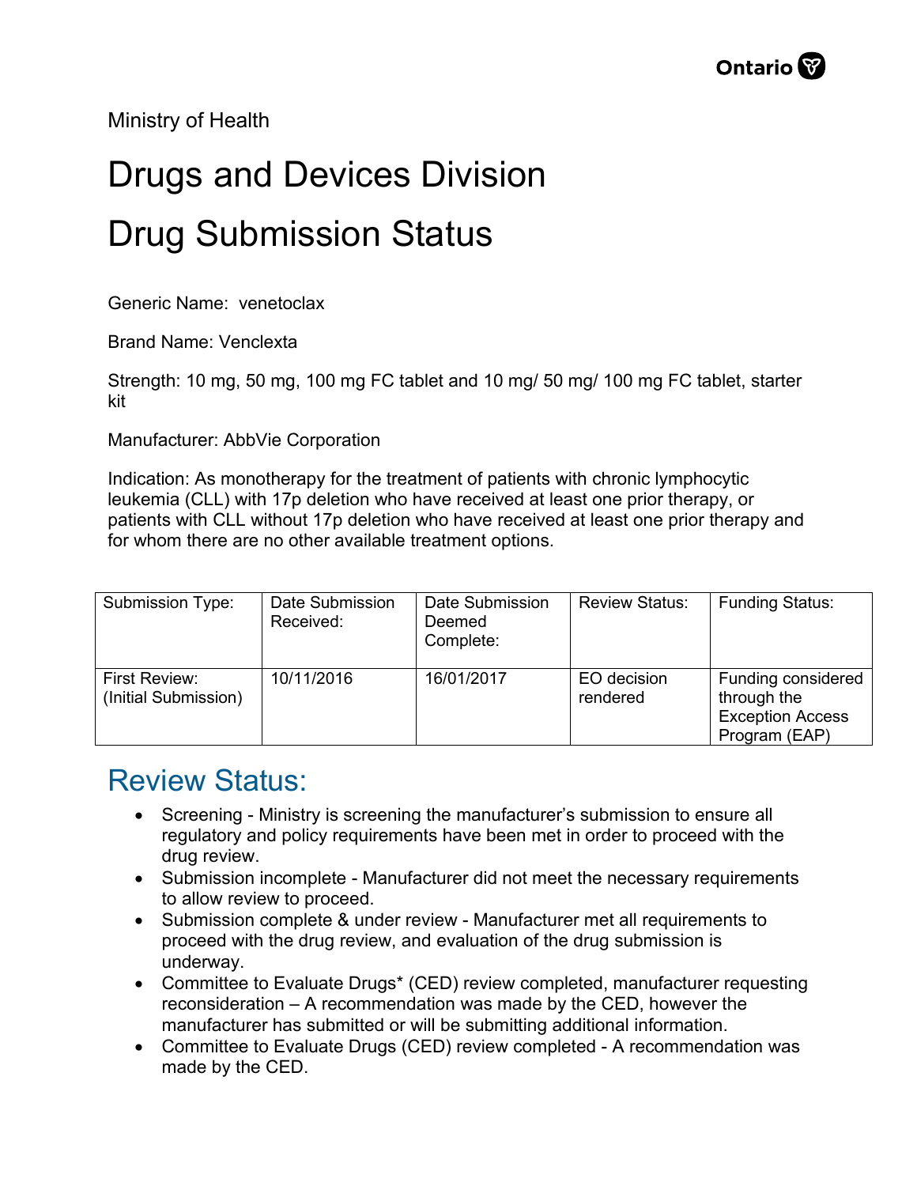Ministry of Health

# Drugs and Devices Division

# Drug Submission Status

Generic Name: venetoclax

Brand Name: Venclexta

Strength: 10 mg, 50 mg, 100 mg FC tablet and 10 mg/ 50 mg/ 100 mg FC tablet, starter kit

Manufacturer: AbbVie Corporation

Indication: As monotherapy for the treatment of patients with chronic lymphocytic leukemia (CLL) with 17p deletion who have received at least one prior therapy, or patients with CLL without 17p deletion who have received at least one prior therapy and for whom there are no other available treatment options.

| Submission Type: | Date Submission Received: | Date Submission Deemed Complete: | Review Status: | Funding Status: |
|---|---|---|---|---|
| First Review: (Initial Submission) | 10/11/2016 | 16/01/2017 | EO decision rendered | Funding considered through the Exception Access Program (EAP) |

## Review Status:

- Screening - Ministry is screening the manufacturer's submission to ensure all regulatory and policy requirements have been met in order to proceed with the drug review.
- Submission incomplete - Manufacturer did not meet the necessary requirements to allow review to proceed.
- Submission complete & under review - Manufacturer met all requirements to proceed with the drug review, and evaluation of the drug submission is underway.
- Committee to Evaluate Drugs* (CED) review completed, manufacturer requesting reconsideration – A recommendation was made by the CED, however the manufacturer has submitted or will be submitting additional information.
- Committee to Evaluate Drugs (CED) review completed - A recommendation was made by the CED.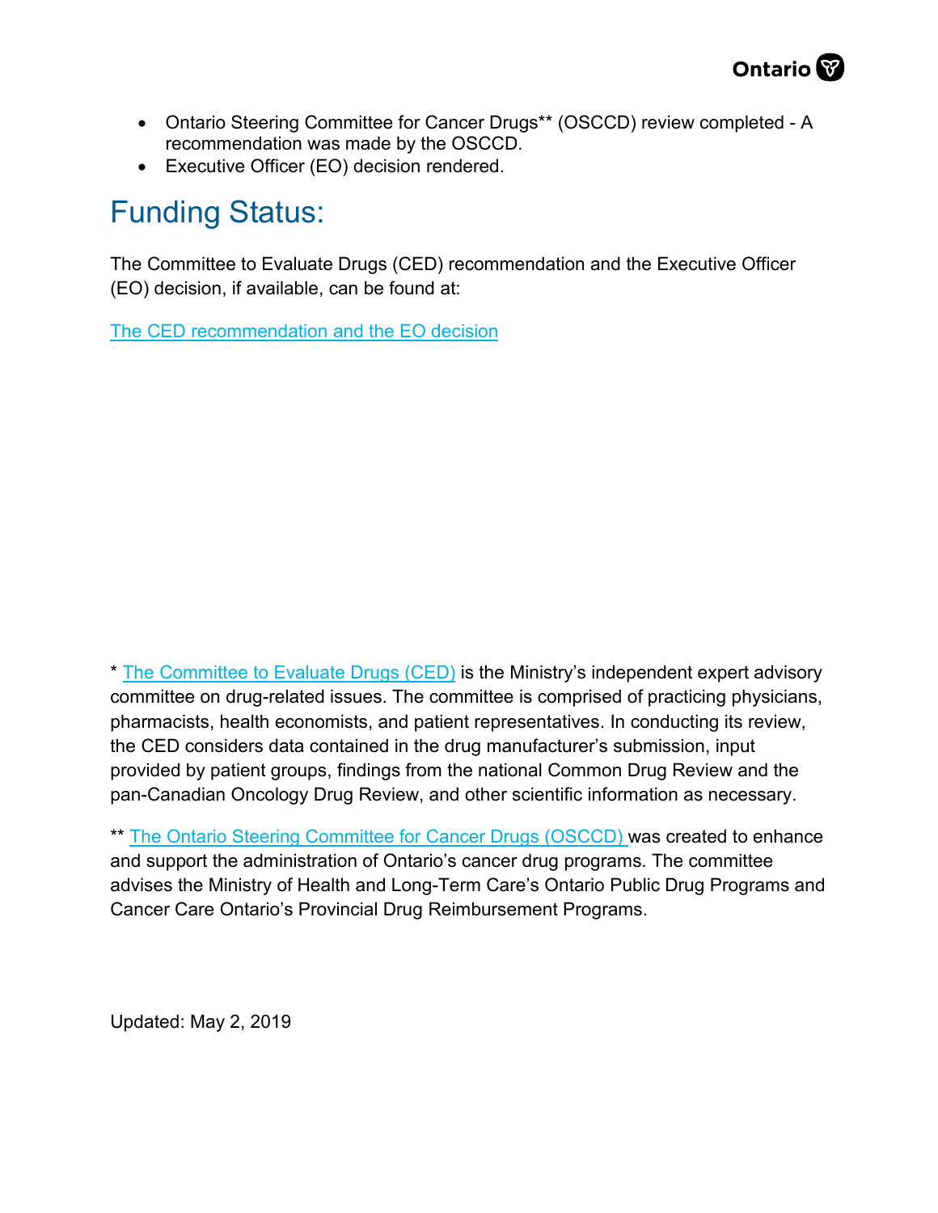- Ontario Steering Committee for Cancer Drugs** (OSCCD) review completed - A recommendation was made by the OSCCD.
- Executive Officer (EO) decision rendered.

# Funding Status:

The Committee to Evaluate Drugs (CED) recommendation and the Executive Officer (EO) decision, if available, can be found at:

The CED recommendation and the EO decision

* The Committee to Evaluate Drugs (CED) is the Ministry's independent expert advisory committee on drug-related issues. The committee is comprised of practicing physicians, pharmacists, health economists, and patient representatives. In conducting its review, the CED considers data contained in the drug manufacturer's submission, input provided by patient groups, findings from the national Common Drug Review and the pan-Canadian Oncology Drug Review, and other scientific information as necessary.

** The Ontario Steering Committee for Cancer Drugs (OSCCD) was created to enhance and support the administration of Ontario's cancer drug programs. The committee advises the Ministry of Health and Long-Term Care's Ontario Public Drug Programs and Cancer Care Ontario's Provincial Drug Reimbursement Programs.

Updated: May 2, 2019